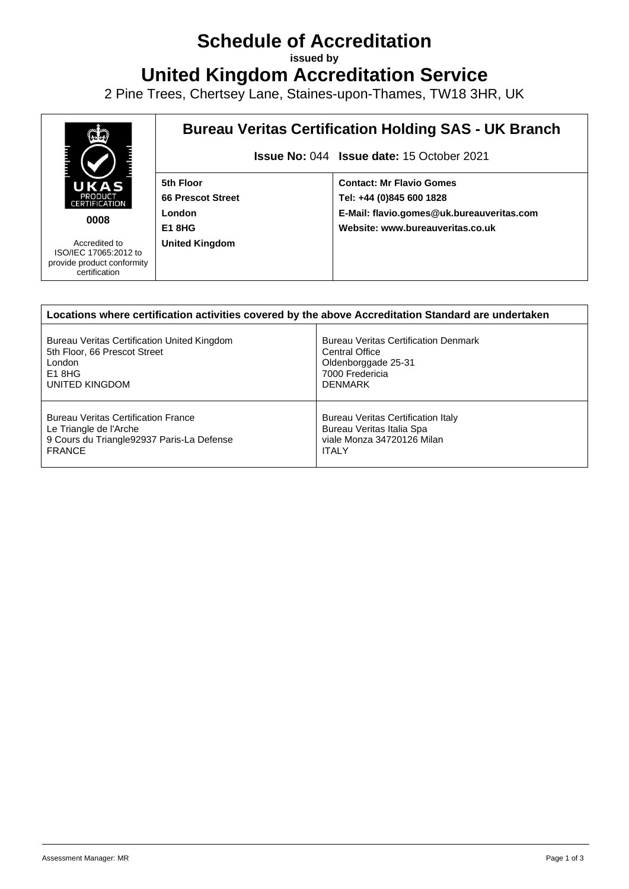# Schedule of Accreditation

**issued by**

# United Kingdom Accreditation Service

2 Pine Trees, Chertsey Lane, Staines-upon-Thames, TW18 3HR, UK

UKAS PRODUCT CERTIFICATION

**0008**

Accredited to ISO/IEC 17065:2012 to provide product conformity certification

## Bureau Veritas Certification Holding SAS - UK Branch

**Issue No:** 044 **Issue date:** 15 October 2021

| | |
|---|---|
| **5th Floor**<br>**66 Prescot Street**<br>**London**<br>**E1 8HG**<br>**United Kingdom** | **Contact: Mr Flavio Gomes**<br>**Tel: +44 (0)845 600 1828**<br>**E-Mail: flavio.gomes@uk.bureauveritas.com**<br>**Website: www.bureauveritas.co.uk** |

| **Locations where certification activities covered by the above Accreditation Standard are undertaken** | |
|---|---|
| Bureau Veritas Certification United Kingdom<br>5th Floor, 66 Prescot Street<br>London<br>E1 8HG<br>UNITED KINGDOM | Bureau Veritas Certification Denmark<br>Central Office<br>Oldenborggade 25-31<br>7000 Fredericia<br>DENMARK |
| Bureau Veritas Certification France<br>Le Triangle de l'Arche<br>9 Cours du Triangle92937 Paris-La Defense<br>FRANCE | Bureau Veritas Certification Italy<br>Bureau Veritas Italia Spa<br>viale Monza 34720126 Milan<br>ITALY |

Assessment Manager: MR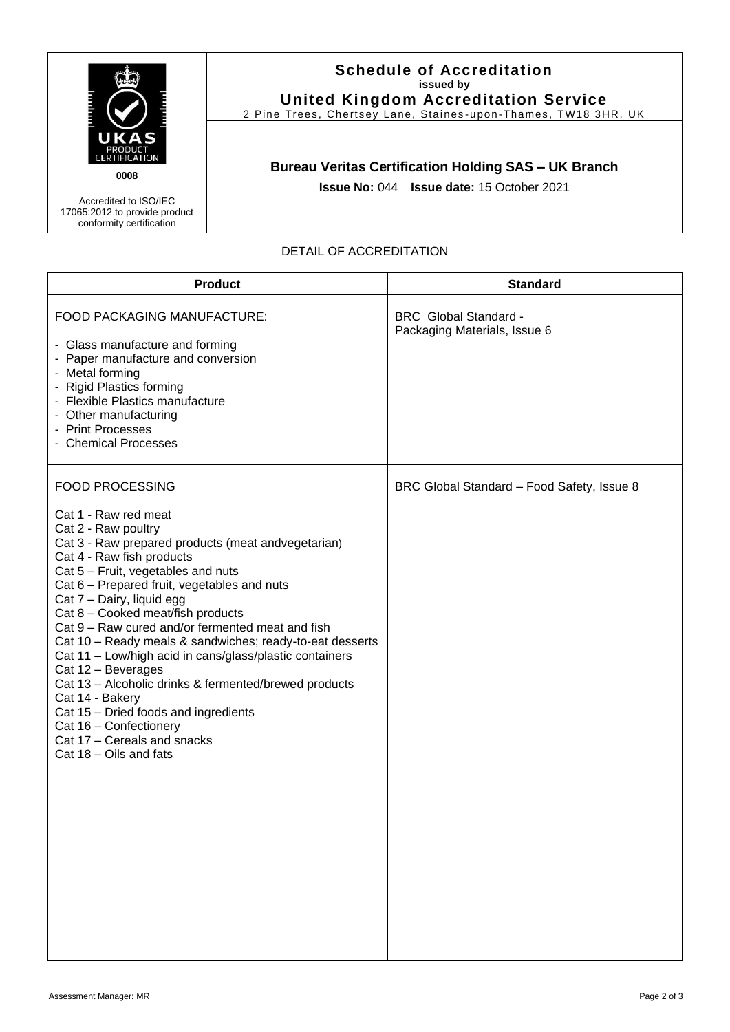**Schedule of Accreditation**
**issued by**
**United Kingdom Accreditation Service**
2 Pine Trees, Chertsey Lane, Staines-upon-Thames, TW18 3HR, UK

UKAS PRODUCT CERTIFICATION
**0008**

Accredited to ISO/IEC 17065:2012 to provide product conformity certification

## Bureau Veritas Certification Holding SAS – UK Branch

**Issue No:** 044 **Issue date:** 15 October 2021

DETAIL OF ACCREDITATION

| Product | Standard |
|---|---|
| FOOD PACKAGING MANUFACTURE:<br><br>- Glass manufacture and forming<br>- Paper manufacture and conversion<br>- Metal forming<br>- Rigid Plastics forming<br>- Flexible Plastics manufacture<br>- Other manufacturing<br>- Print Processes<br>- Chemical Processes | BRC Global Standard - Packaging Materials, Issue 6 |
| FOOD PROCESSING<br><br>Cat 1 - Raw red meat<br>Cat 2 - Raw poultry<br>Cat 3 - Raw prepared products (meat andvegetarian)<br>Cat 4 - Raw fish products<br>Cat 5 – Fruit, vegetables and nuts<br>Cat 6 – Prepared fruit, vegetables and nuts<br>Cat 7 – Dairy, liquid egg<br>Cat 8 – Cooked meat/fish products<br>Cat 9 – Raw cured and/or fermented meat and fish<br>Cat 10 – Ready meals & sandwiches; ready-to-eat desserts<br>Cat 11 – Low/high acid in cans/glass/plastic containers<br>Cat 12 – Beverages<br>Cat 13 – Alcoholic drinks & fermented/brewed products<br>Cat 14 - Bakery<br>Cat 15 – Dried foods and ingredients<br>Cat 16 – Confectionery<br>Cat 17 – Cereals and snacks<br>Cat 18 – Oils and fats | BRC Global Standard – Food Safety, Issue 8 |

Assessment Manager: MR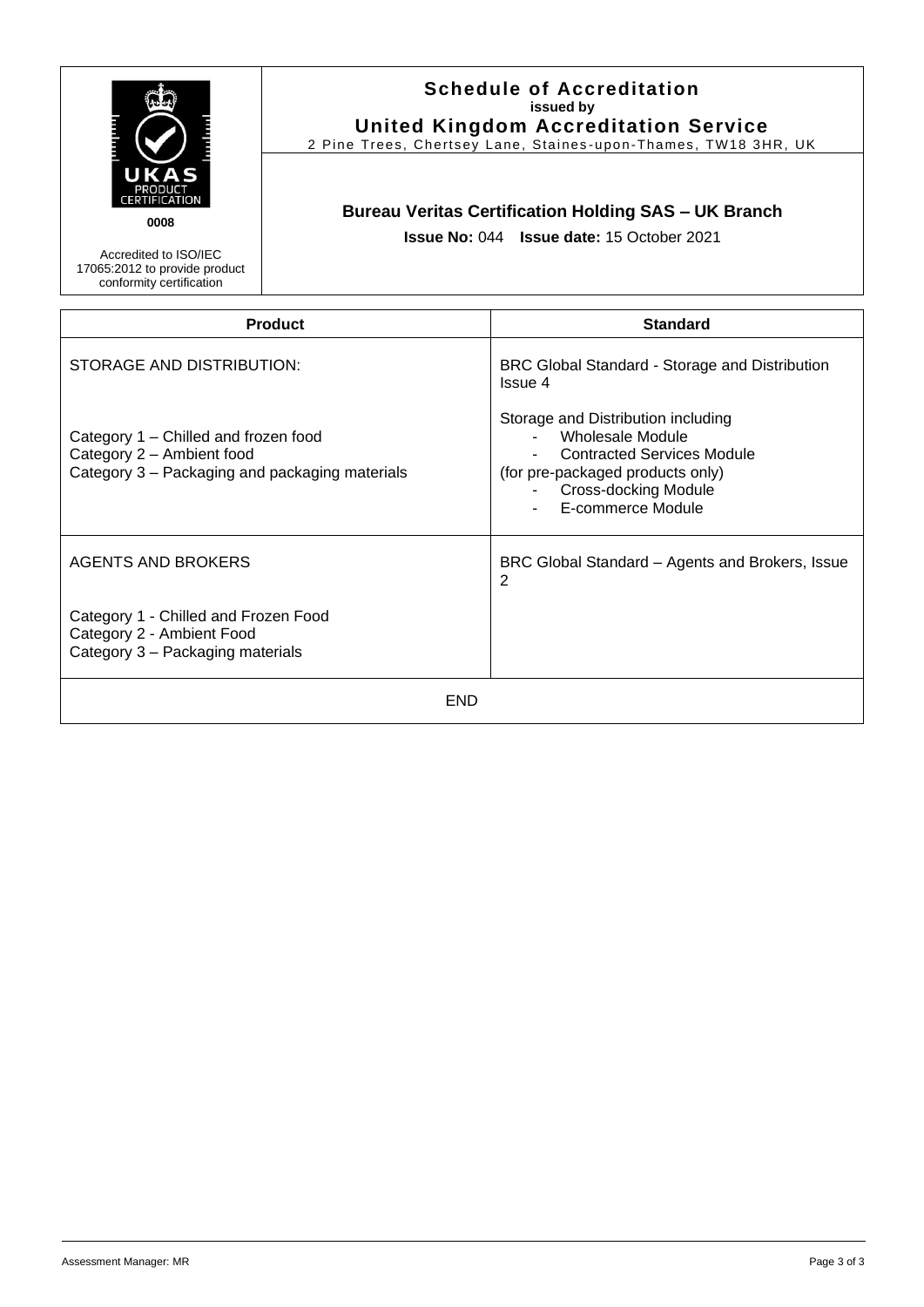**Schedule of Accreditation**
**issued by**
**United Kingdom Accreditation Service**
2 Pine Trees, Chertsey Lane, Staines-upon-Thames, TW18 3HR, UK

UKAS PRODUCT CERTIFICATION
**0008**

Accredited to ISO/IEC 17065:2012 to provide product conformity certification

**Bureau Veritas Certification Holding SAS – UK Branch**

**Issue No:** 044 **Issue date:** 15 October 2021

| Product | Standard |
|---|---|
| STORAGE AND DISTRIBUTION:<br><br>Category 1 – Chilled and frozen food<br>Category 2 – Ambient food<br>Category 3 – Packaging and packaging materials | BRC Global Standard - Storage and Distribution Issue 4<br><br>Storage and Distribution including<br>- Wholesale Module<br>- Contracted Services Module<br>(for pre-packaged products only)<br>- Cross-docking Module<br>- E-commerce Module |
| AGENTS AND BROKERS<br><br>Category 1 - Chilled and Frozen Food<br>Category 2 - Ambient Food<br>Category 3 – Packaging materials | BRC Global Standard – Agents and Brokers, Issue 2 |
| END | |

Assessment Manager: MR